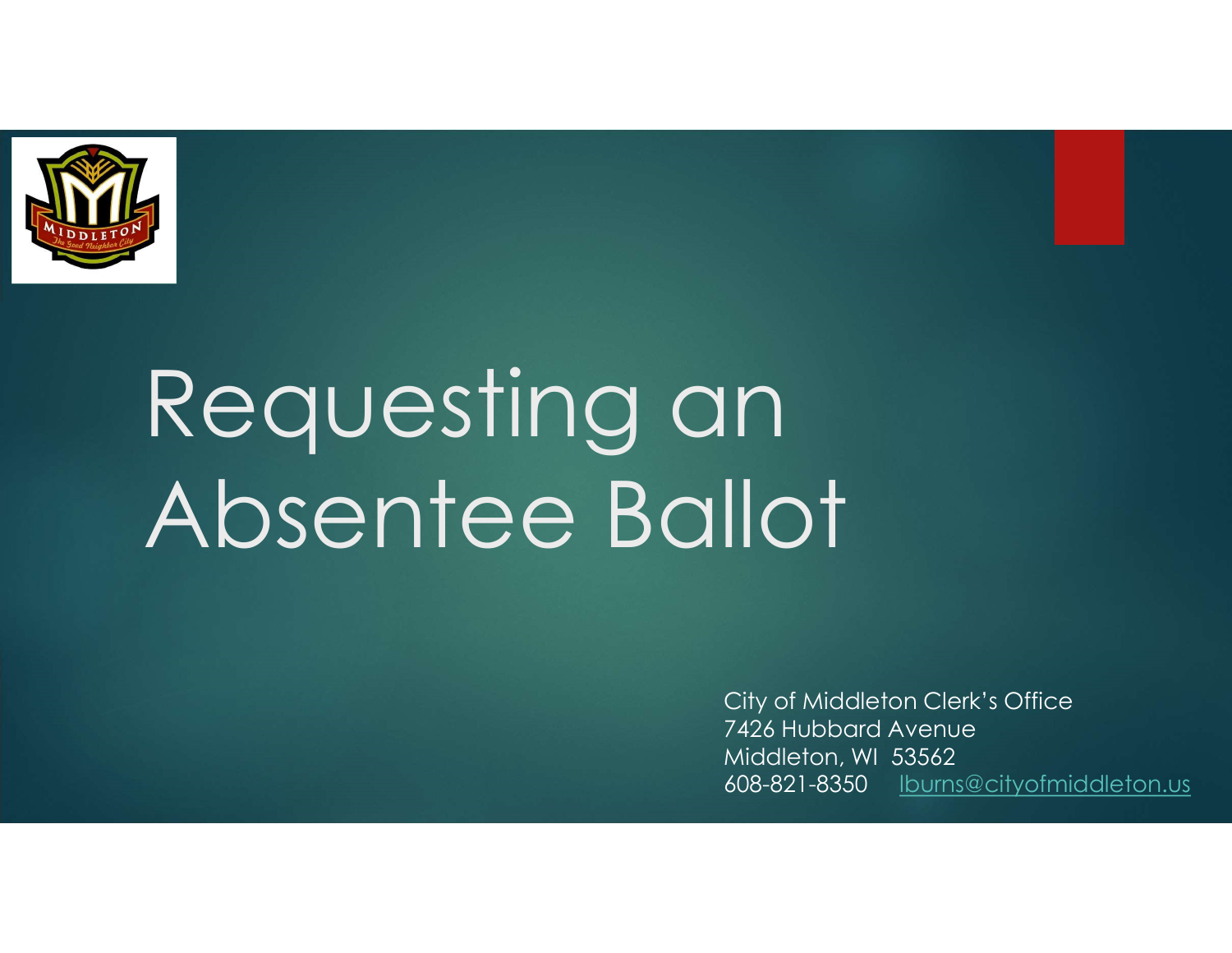# Requesting an Absentee Ballot

City of Middleton Clerk's Office
7426 Hubbard Avenue
Middleton, WI 53562
608-821-8350 lburns@cityofmiddleton.us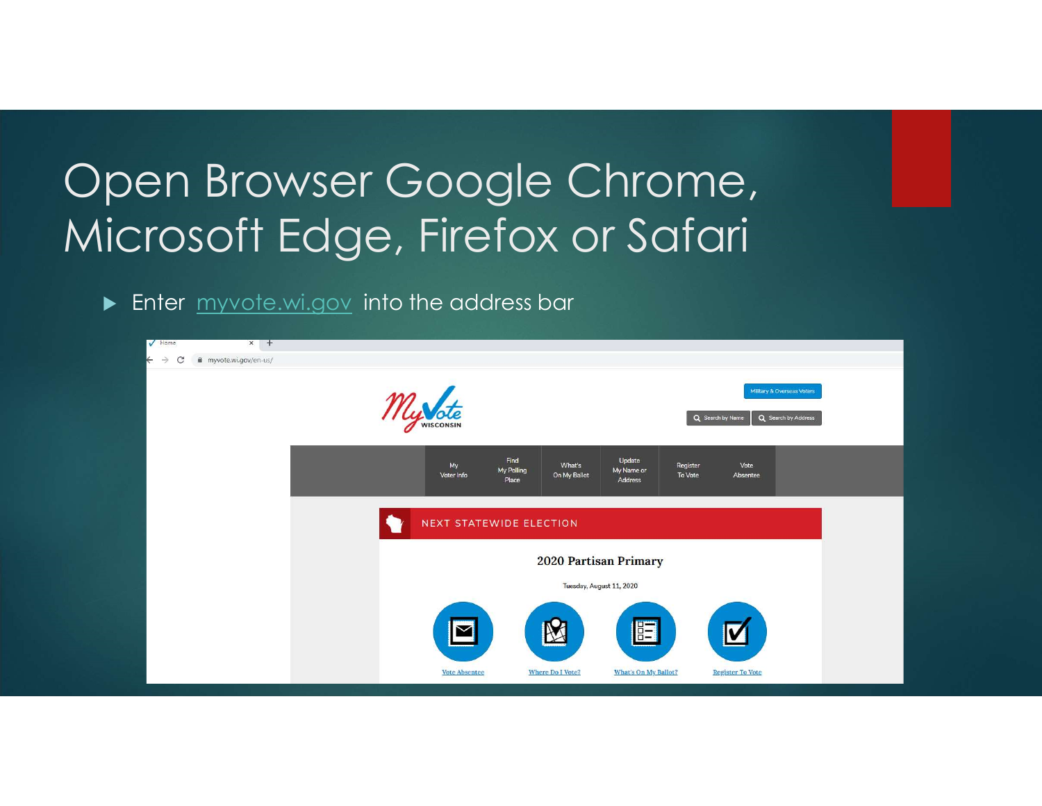# Open Browser Google Chrome, Microsoft Edge, Firefox or Safari

- Enter myvote.wi.gov into the address bar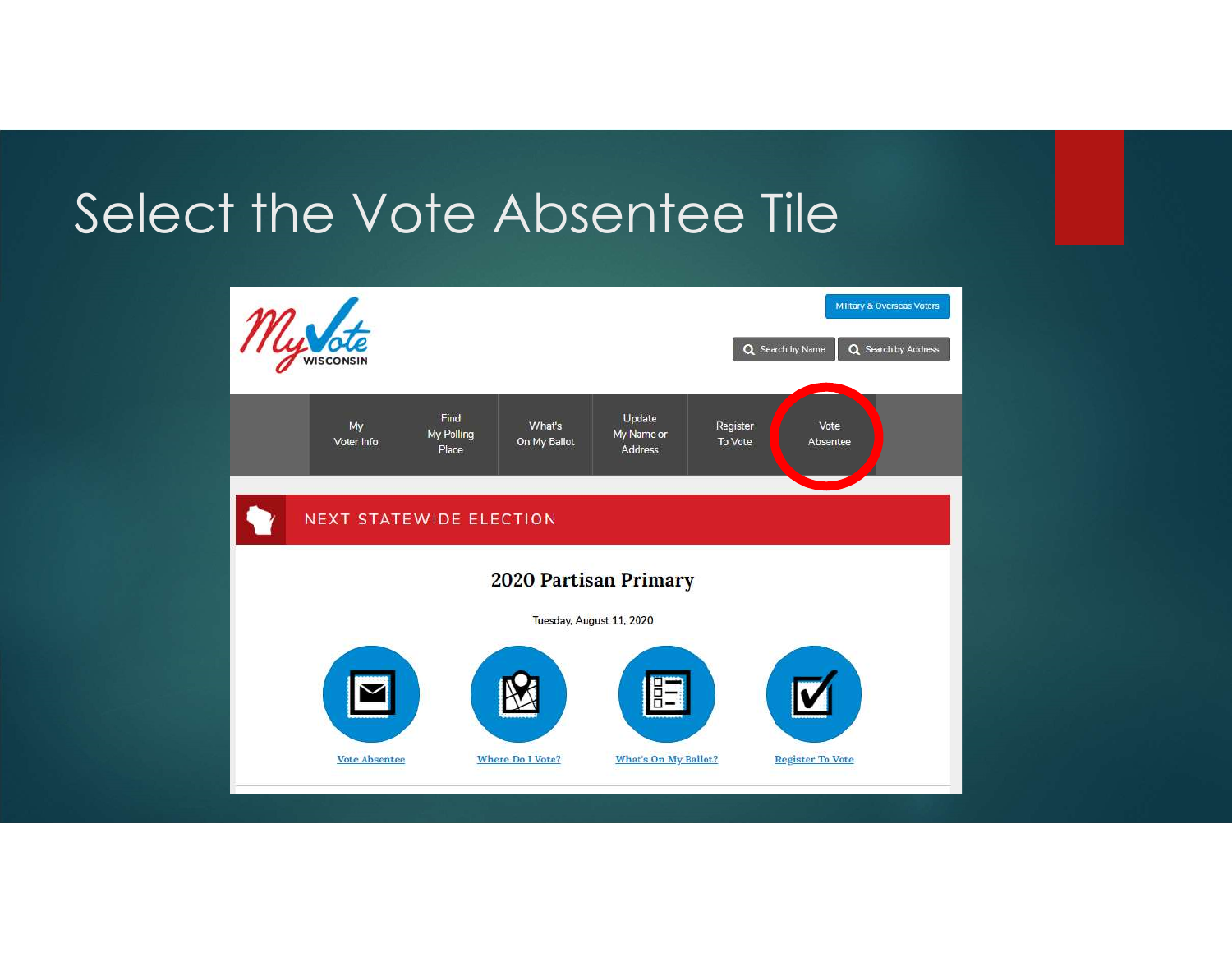# Select the Vote Absentee Tile

MyVote WISCONSIN

Military & Overseas Voters

Search by Name | Search by Address

My Voter Info | Find My Polling Place | What's On My Ballot | Update My Name or Address | Register To Vote | Vote Absentee

NEXT STATEWIDE ELECTION

**2020 Partisan Primary**

Tuesday, August 11, 2020

Vote Absentee | Where Do I Vote? | What's On My Ballot? | Register To Vote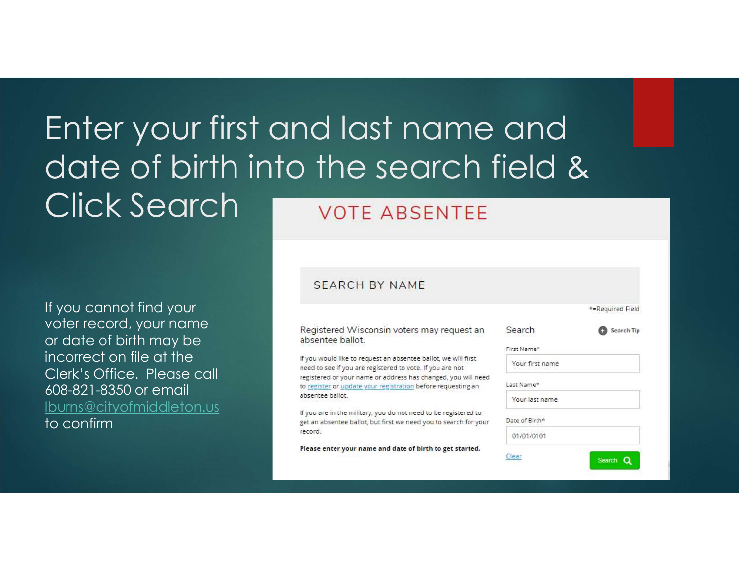# Enter your first and last name and date of birth into the search field & Click Search

If you cannot find your voter record, your name or date of birth may be incorrect on file at the Clerk's Office. Please call 608-821-8350 or email lburns@cityofmiddleton.us to confirm

## VOTE ABSENTEE

### SEARCH BY NAME

*=Required Field

Registered Wisconsin voters may request an absentee ballot.

If you would like to request an absentee ballot, we will first need to see if you are registered to vote. If you are not registered or your name or address has changed, you will need to register or update your registration before requesting an absentee ballot.

If you are in the military, you do not need to be registered to get an absentee ballot, but first we need you to search for your record.

**Please enter your name and date of birth to get started.**

Search

Search Tip

First Name*

Your first name

Last Name*

Your last name

Date of Birth*

01/01/0101

Clear

Search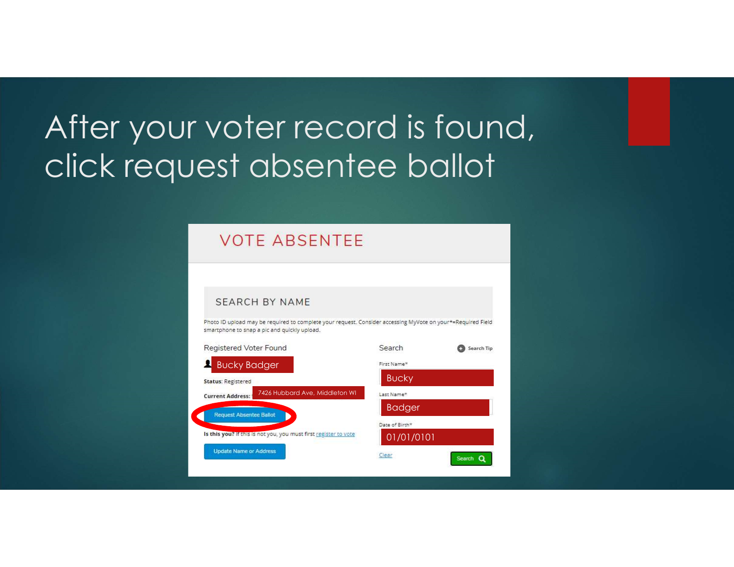# After your voter record is found, click request absentee ballot

VOTE ABSENTEE

SEARCH BY NAME

Photo ID upload may be required to complete your request. Consider accessing MyVote on your smartphone to snap a pic and quickly upload.

*=Required Field

Registered Voter Found

Bucky Badger

**Status**: Registered

**Current Address**: 7426 Hubbard Ave, Middleton WI

Request Absentee Ballot

**Is this you?** If this is not you, you must first register to vote

Update Name or Address

Search

Search Tip

First Name*

Bucky

Last Name*

Badger

Date of Birth*

01/01/0101

Clear

Search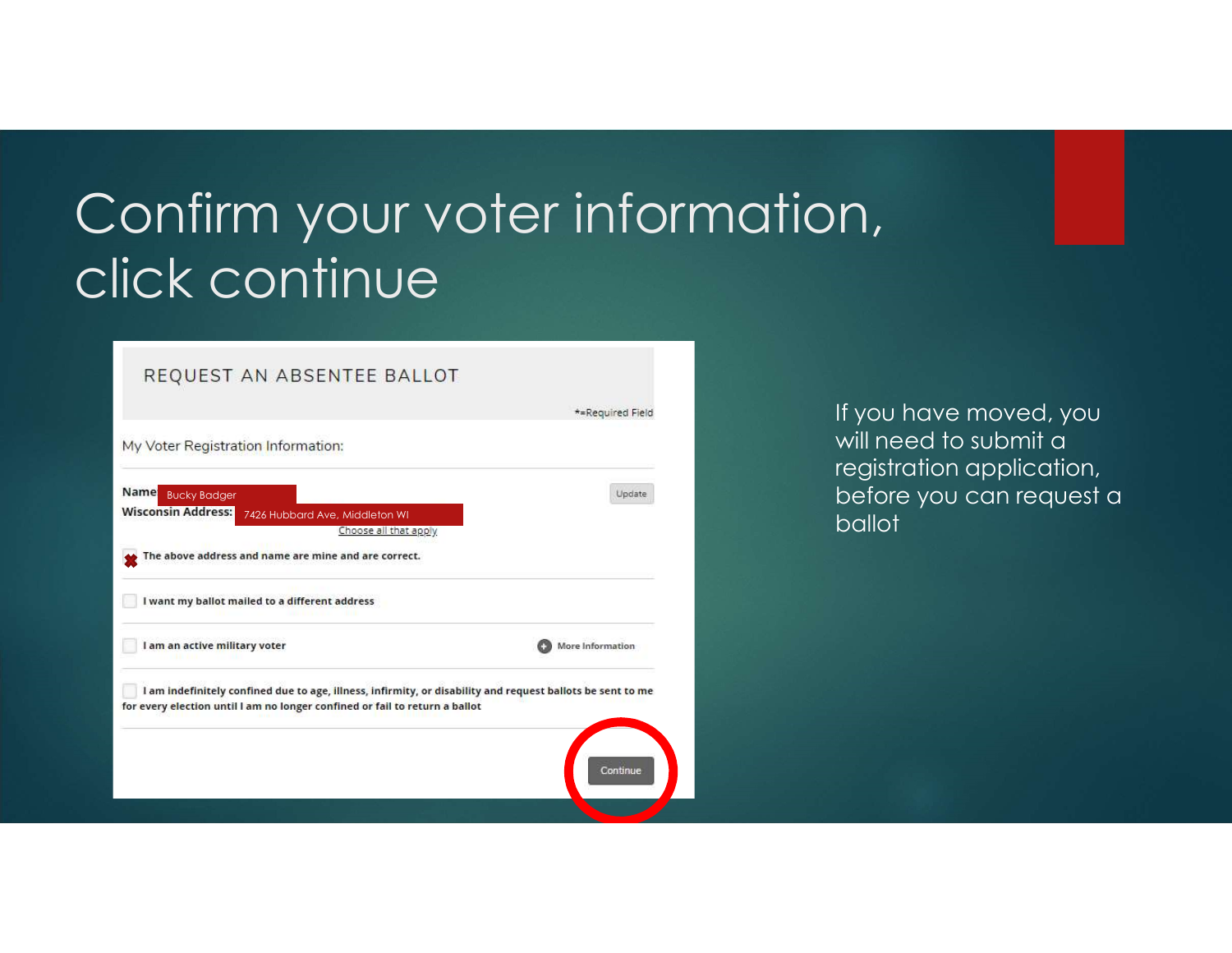# Confirm your voter information, click continue

REQUEST AN ABSENTEE BALLOT

*=Required Field

My Voter Registration Information:

**Name** Bucky Badger

**Wisconsin Address:** 7426 Hubbard Ave, Middleton WI

Update

Choose all that apply

**The above address and name are mine and are correct.**

**I want my ballot mailed to a different address**

**I am an active military voter** More Information

**I am indefinitely confined due to age, illness, infirmity, or disability and request ballots be sent to me for every election until I am no longer confined or fail to return a ballot**

Continue

If you have moved, you will need to submit a registration application, before you can request a ballot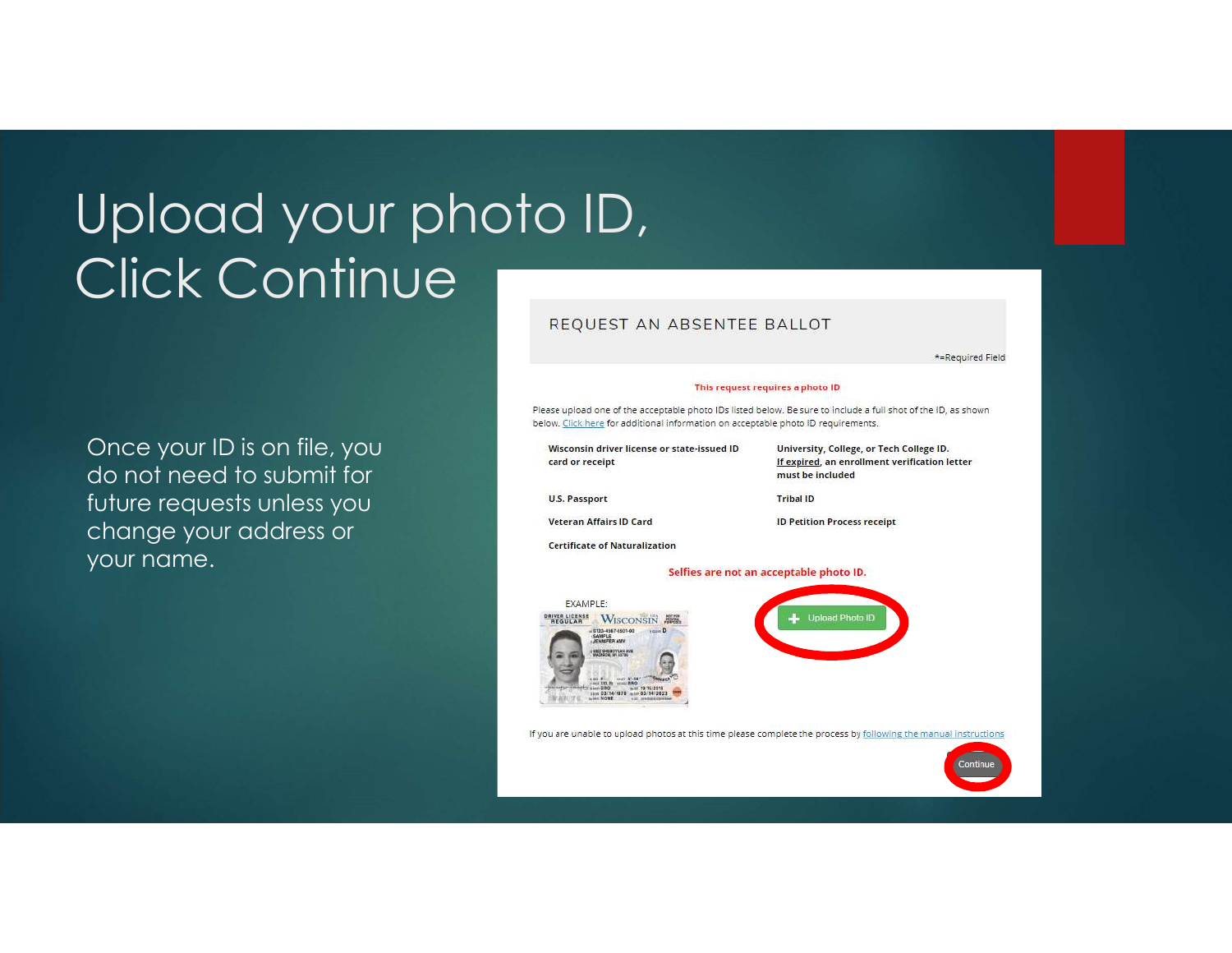# Upload your photo ID, Click Continue

Once your ID is on file, you do not need to submit for future requests unless you change your address or your name.

REQUEST AN ABSENTEE BALLOT

*=Required Field

**This request requires a photo ID**

Please upload one of the acceptable photo IDs listed below. Be sure to include a full shot of the ID, as shown below. Click here for additional information on acceptable photo ID requirements.

| | |
|---|---|
| **Wisconsin driver license or state-issued ID card or receipt** | **University, College, or Tech College ID. If expired, an enrollment verification letter must be included** |
| **U.S. Passport** | **Tribal ID** |
| **Veteran Affairs ID Card** | **ID Petition Process receipt** |
| **Certificate of Naturalization** | |

**Selfies are not an acceptable photo ID.**

EXAMPLE:

Upload Photo ID

If you are unable to upload photos at this time please complete the process by following the manual instructions

Continue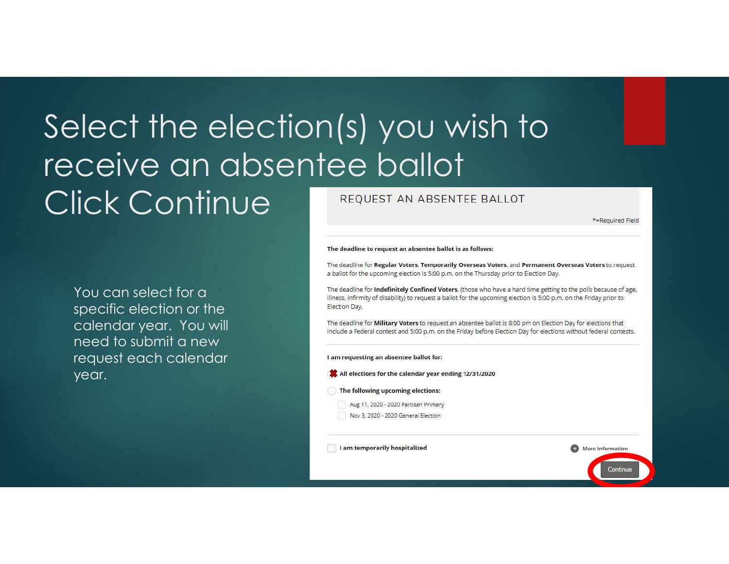# Select the election(s) you wish to receive an absentee ballot Click Continue

You can select for a specific election or the calendar year. You will need to submit a new request each calendar year.

REQUEST AN ABSENTEE BALLOT

*=Required Field

**The deadline to request an absentee ballot is as follows:**

The deadline for **Regular Voters**, **Temporarily Overseas Voters**, and **Permanent Overseas Voters** to request a ballot for the upcoming election is 5:00 p.m. on the Thursday prior to Election Day.

The deadline for **Indefinitely Confined Voters**, (those who have a hard time getting to the polls because of age, illness, infirmity of disability) to request a ballot for the upcoming election is 5:00 p.m. on the Friday prior to Election Day.

The deadline for **Military Voters** to request an absentee ballot is 8:00 pm on Election Day for elections that include a Federal contest and 5:00 p.m. on the Friday before Election Day for elections without federal contests.

**I am requesting an absentee ballot for:**

- **All elections for the calendar year ending 12/31/2020**
- **The following upcoming elections:**
  - Aug 11, 2020 - 2020 Partisan Primary
  - Nov 3, 2020 - 2020 General Election

**I am temporarily hospitalized**

More Information

Continue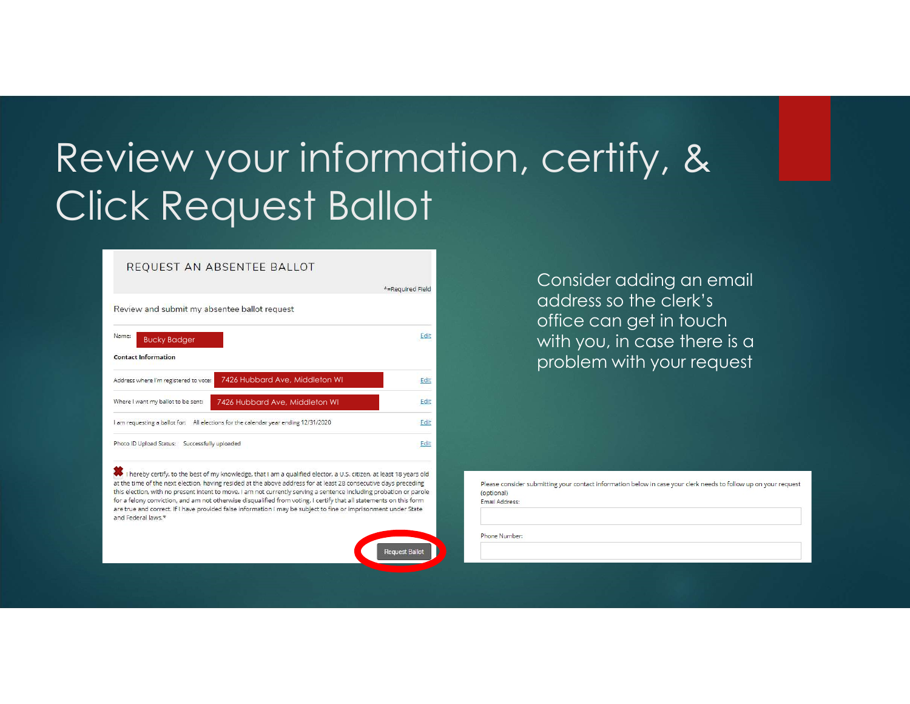# Review your information, certify, & Click Request Ballot

REQUEST AN ABSENTEE BALLOT

*=Required Field

Review and submit my absentee ballot request

Name: Bucky Badger — Edit

**Contact Information**

Address where I'm registered to vote: 7426 Hubbard Ave, Middleton WI — Edit

Where I want my ballot to be sent: 7426 Hubbard Ave, Middleton WI — Edit

I am requesting a ballot for: All elections for the calendar year ending 12/31/2020 — Edit

Photo ID Upload Status: Successfully uploaded — Edit

I hereby certify, to the best of my knowledge, that I am a qualified elector, a U.S. citizen, at least 18 years old at the time of the next election, having resided at the above address for at least 28 consecutive days preceding this election, with no present intent to move. I am not currently serving a sentence including probation or parole for a felony conviction, and am not otherwise disqualified from voting. I certify that all statements on this form are true and correct. If I have provided false information I may be subject to fine or imprisonment under State and Federal laws.*

Request Ballot

Consider adding an email address so the clerk's office can get in touch with you, in case there is a problem with your request

Please consider submitting your contact information below in case your clerk needs to follow up on your request (optional)

Email Address:

Phone Number: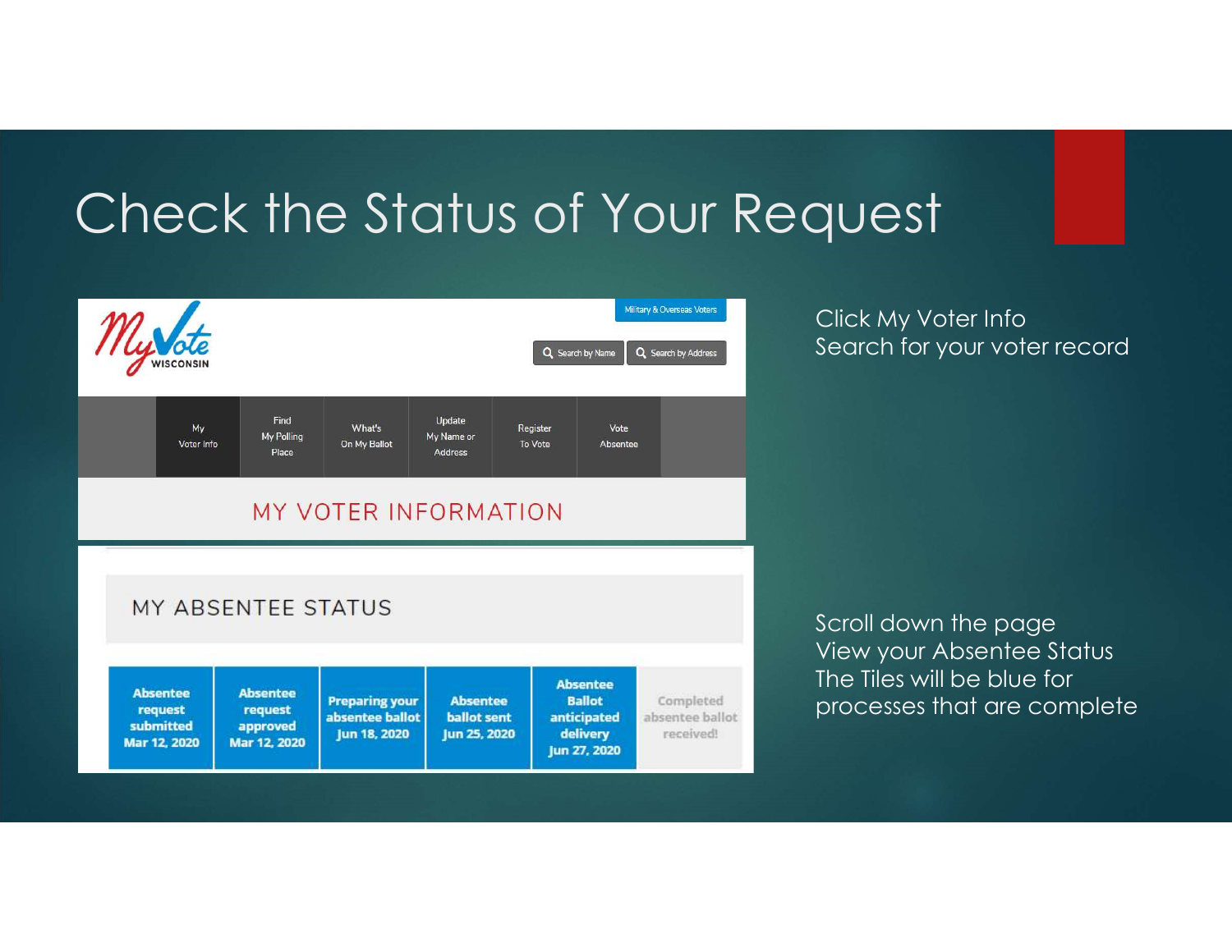# Check the Status of Your Request

MyVote WISCONSIN

Military & Overseas Voters

Search by Name | Search by Address

My Voter Info | Find My Polling Place | What's On My Ballot | Update My Name or Address | Register To Vote | Vote Absentee

MY VOTER INFORMATION

MY ABSENTEE STATUS

| Absentee request submitted Mar 12, 2020 | Absentee request approved Mar 12, 2020 | Preparing your absentee ballot Jun 18, 2020 | Absentee ballot sent Jun 25, 2020 | Absentee Ballot anticipated delivery Jun 27, 2020 | Completed absentee ballot received! |
|---|---|---|---|---|---|

Click My Voter Info
Search for your voter record

Scroll down the page
View your Absentee Status
The Tiles will be blue for processes that are complete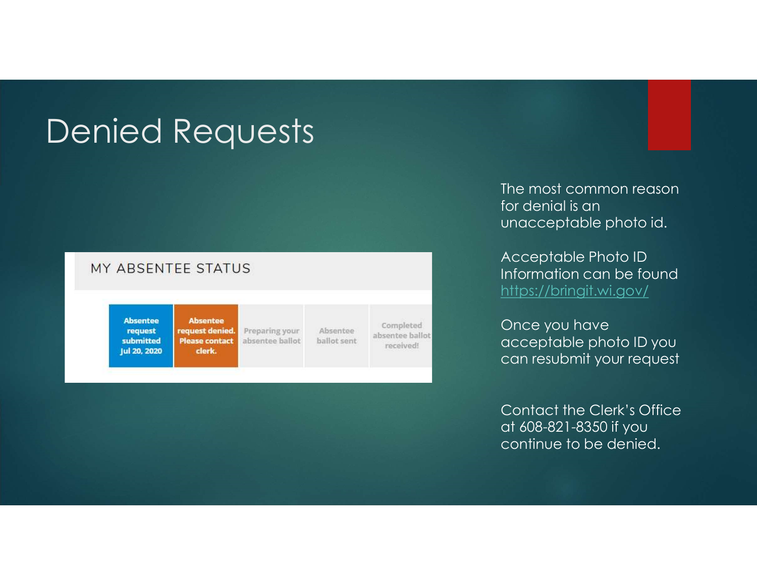# Denied Requests

MY ABSENTEE STATUS

| | | | | |
|---|---|---|---|---|
| Absentee request submitted Jul 20, 2020 | Absentee request denied. Please contact clerk. | Preparing your absentee ballot | Absentee ballot sent | Completed absentee ballot received! |

The most common reason for denial is an unacceptable photo id.

Acceptable Photo ID Information can be found https://bringit.wi.gov/

Once you have acceptable photo ID you can resubmit your request

Contact the Clerk's Office at 608-821-8350 if you continue to be denied.